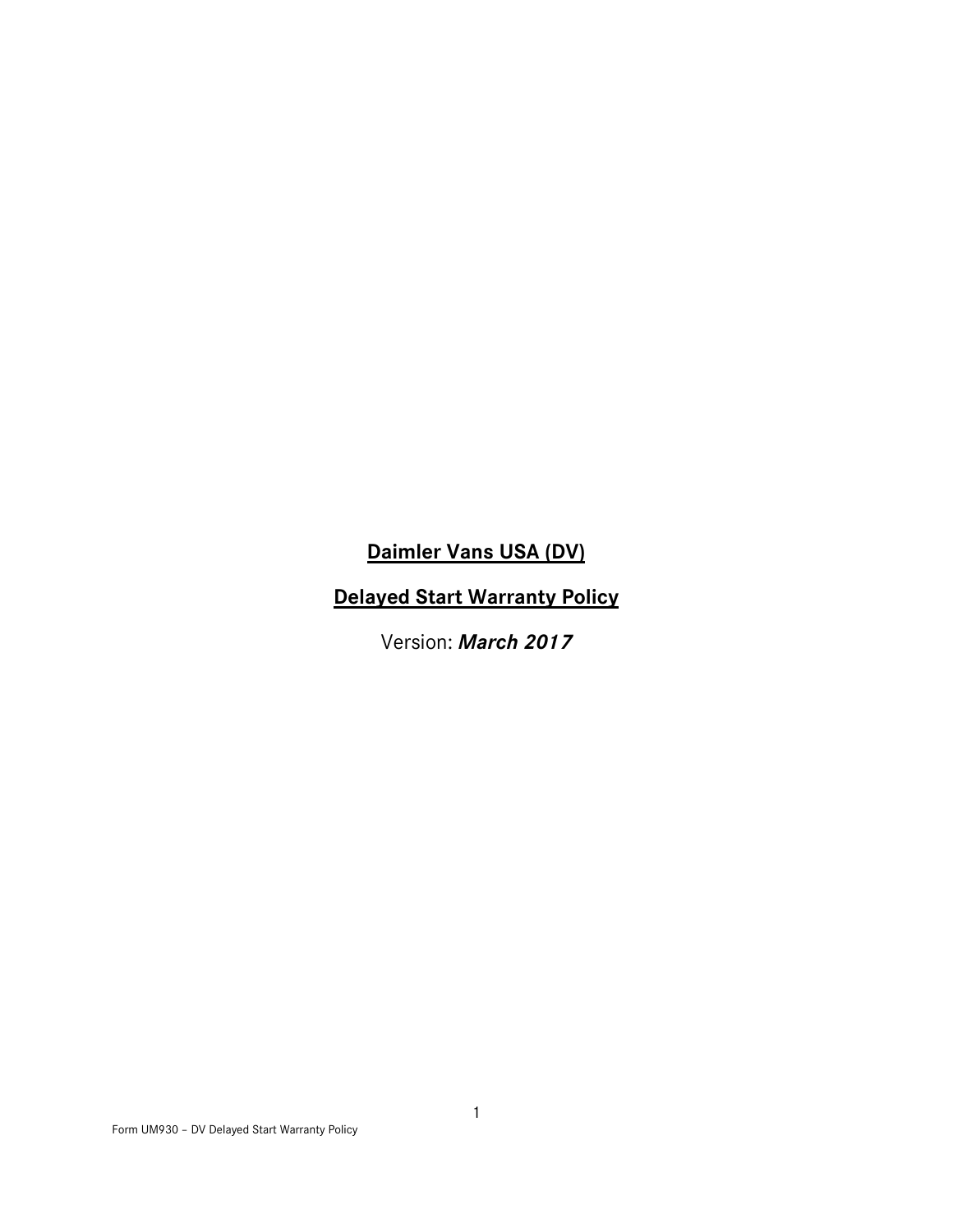# Daimler Vans USA (DV)

# Delayed Start Warranty Policy

Version: ***March 2017***

Form UM930 – DV Delayed Start Warranty Policy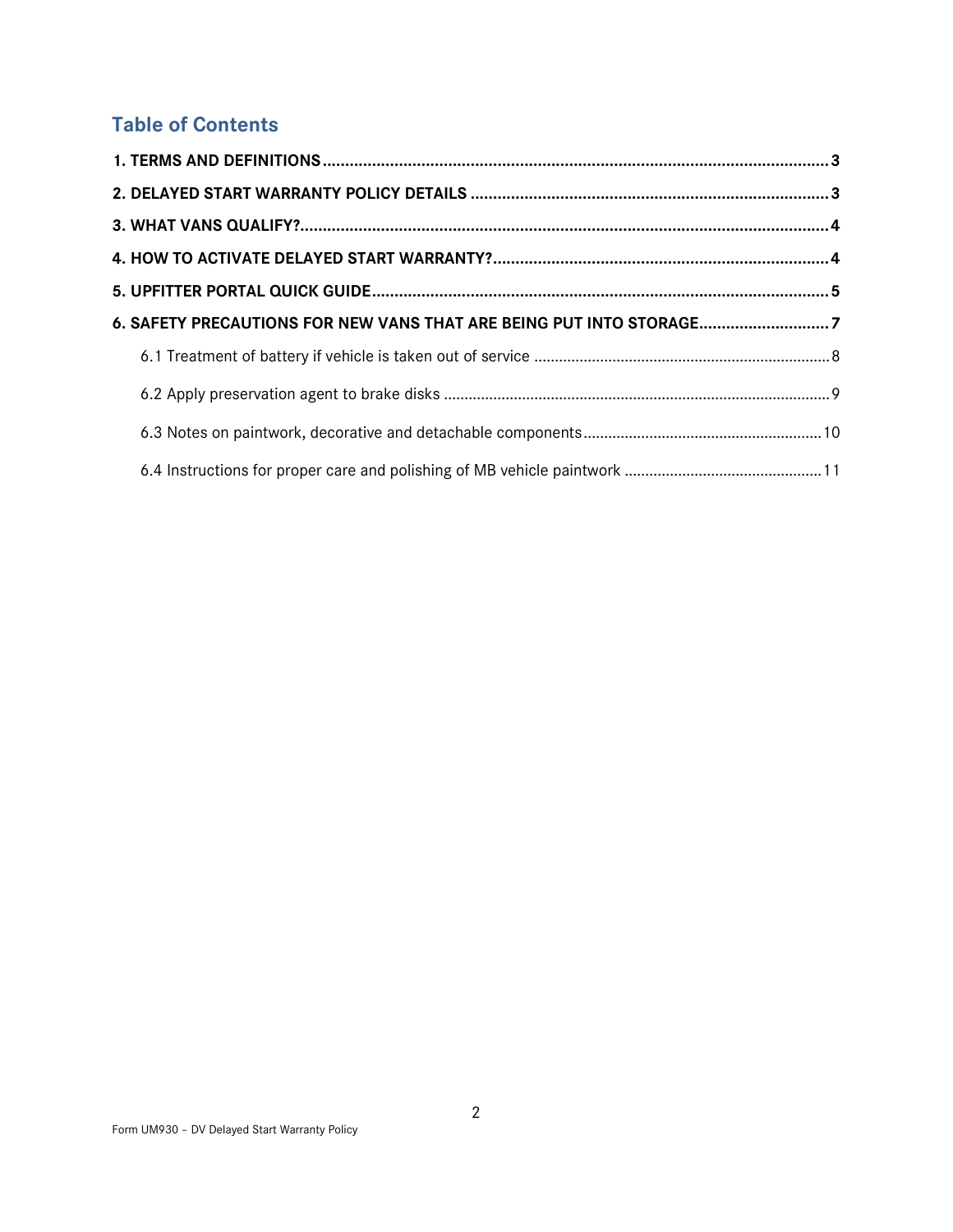## Table of Contents

**1. TERMS AND DEFINITIONS** ........................................................................................................ **3**

**2. DELAYED START WARRANTY POLICY DETAILS** ........................................................................ **3**

**3. WHAT VANS QUALIFY?** ............................................................................................................. **4**

**4. HOW TO ACTIVATE DELAYED START WARRANTY?** ................................................................... **4**

**5. UPFITTER PORTAL QUICK GUIDE** ............................................................................................. **5**

**6. SAFETY PRECAUTIONS FOR NEW VANS THAT ARE BEING PUT INTO STORAGE** ........................... **7**

- 6.1 Treatment of battery if vehicle is taken out of service ........................................................... 8
- 6.2 Apply preservation agent to brake disks .............................................................................. 9
- 6.3 Notes on paintwork, decorative and detachable components ................................................ 10
- 6.4 Instructions for proper care and polishing of MB vehicle paintwork ....................................... 11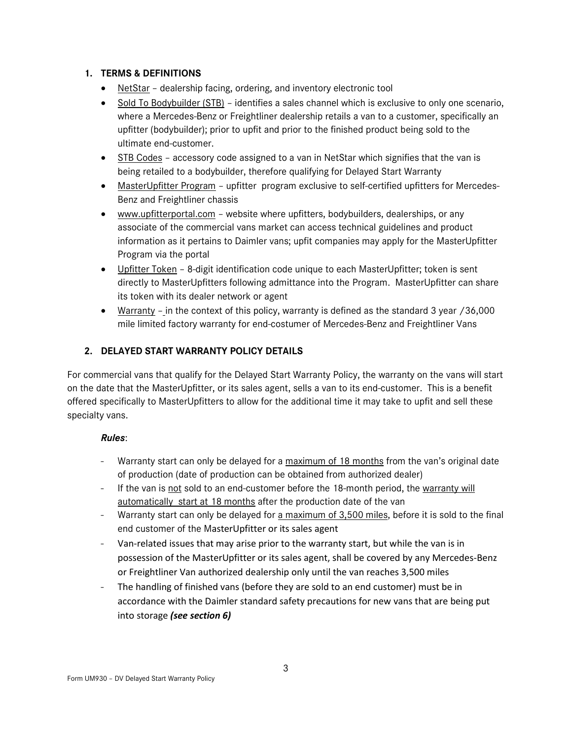## 1. TERMS & DEFINITIONS

- NetStar – dealership facing, ordering, and inventory electronic tool
- Sold To Bodybuilder (STB) – identifies a sales channel which is exclusive to only one scenario, where a Mercedes-Benz or Freightliner dealership retails a van to a customer, specifically an upfitter (bodybuilder); prior to upfit and prior to the finished product being sold to the ultimate end-customer.
- STB Codes – accessory code assigned to a van in NetStar which signifies that the van is being retailed to a bodybuilder, therefore qualifying for Delayed Start Warranty
- MasterUpfitter Program – upfitter program exclusive to self-certified upfitters for Mercedes-Benz and Freightliner chassis
- www.upfitterportal.com – website where upfitters, bodybuilders, dealerships, or any associate of the commercial vans market can access technical guidelines and product information as it pertains to Daimler vans; upfit companies may apply for the MasterUpfitter Program via the portal
- Upfitter Token – 8-digit identification code unique to each MasterUpfitter; token is sent directly to MasterUpfitters following admittance into the Program. MasterUpfitter can share its token with its dealer network or agent
- Warranty – in the context of this policy, warranty is defined as the standard 3 year /36,000 mile limited factory warranty for end-costumer of Mercedes-Benz and Freightliner Vans

## 2. DELAYED START WARRANTY POLICY DETAILS

For commercial vans that qualify for the Delayed Start Warranty Policy, the warranty on the vans will start on the date that the MasterUpfitter, or its sales agent, sells a van to its end-customer. This is a benefit offered specifically to MasterUpfitters to allow for the additional time it may take to upfit and sell these specialty vans.

***Rules***:

- Warranty start can only be delayed for a maximum of 18 months from the van's original date of production (date of production can be obtained from authorized dealer)
- If the van is not sold to an end-customer before the 18-month period, the warranty will automatically start at 18 months after the production date of the van
- Warranty start can only be delayed for a maximum of 3,500 miles, before it is sold to the final end customer of the MasterUpfitter or its sales agent
- Van-related issues that may arise prior to the warranty start, but while the van is in possession of the MasterUpfitter or its sales agent, shall be covered by any Mercedes-Benz or Freightliner Van authorized dealership only until the van reaches 3,500 miles
- The handling of finished vans (before they are sold to an end customer) must be in accordance with the Daimler standard safety precautions for new vans that are being put into storage ***(see section 6)***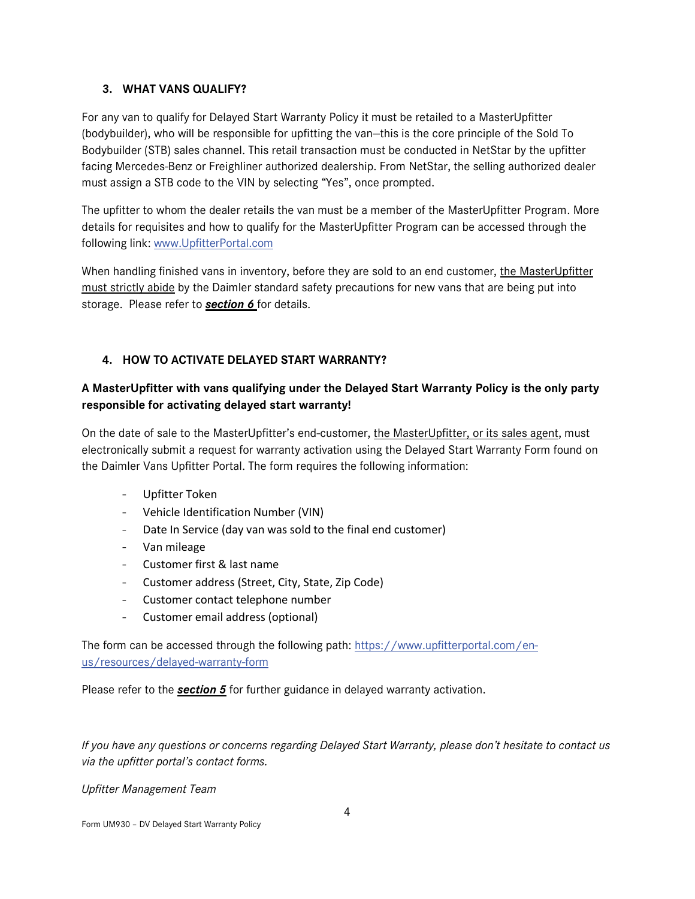## 3. WHAT VANS QUALIFY?

For any van to qualify for Delayed Start Warranty Policy it must be retailed to a MasterUpfitter (bodybuilder), who will be responsible for upfitting the van—this is the core principle of the Sold To Bodybuilder (STB) sales channel. This retail transaction must be conducted in NetStar by the upfitter facing Mercedes-Benz or Freighliner authorized dealership. From NetStar, the selling authorized dealer must assign a STB code to the VIN by selecting "Yes", once prompted.

The upfitter to whom the dealer retails the van must be a member of the MasterUpfitter Program. More details for requisites and how to qualify for the MasterUpfitter Program can be accessed through the following link: [www.UpfitterPortal.com](http://www.UpfitterPortal.com)

When handling finished vans in inventory, before they are sold to an end customer, <u>the MasterUpfitter must strictly abide</u> by the Daimler standard safety precautions for new vans that are being put into storage. Please refer to ***section 6*** for details.

## 4. HOW TO ACTIVATE DELAYED START WARRANTY?

**A MasterUpfitter with vans qualifying under the Delayed Start Warranty Policy is the only party responsible for activating delayed start warranty!**

On the date of sale to the MasterUpfitter's end-customer, <u>the MasterUpfitter, or its sales agent</u>, must electronically submit a request for warranty activation using the Delayed Start Warranty Form found on the Daimler Vans Upfitter Portal. The form requires the following information:

- Upfitter Token
- Vehicle Identification Number (VIN)
- Date In Service (day van was sold to the final end customer)
- Van mileage
- Customer first & last name
- Customer address (Street, City, State, Zip Code)
- Customer contact telephone number
- Customer email address (optional)

The form can be accessed through the following path: [https://www.upfitterportal.com/en-us/resources/delayed-warranty-form](https://www.upfitterportal.com/en-us/resources/delayed-warranty-form)

Please refer to the ***section 5*** for further guidance in delayed warranty activation.

*If you have any questions or concerns regarding Delayed Start Warranty, please don't hesitate to contact us via the upfitter portal's contact forms.*

*Upfitter Management Team*

Form UM930 – DV Delayed Start Warranty Policy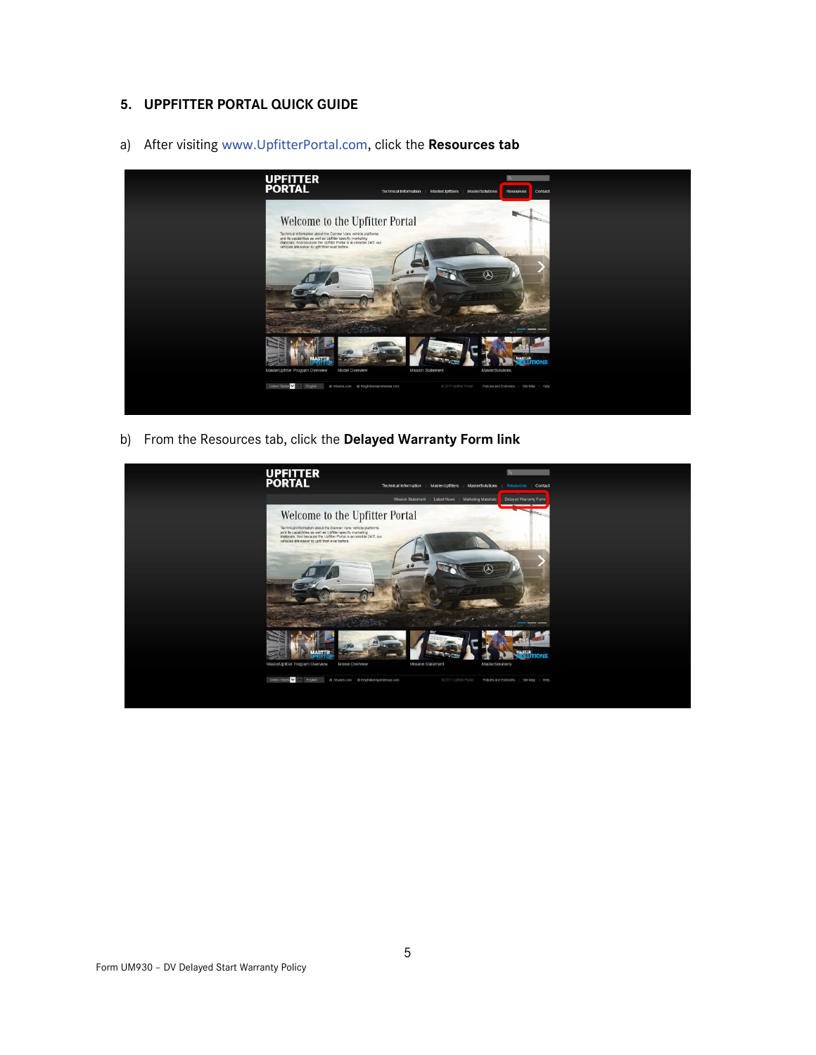## 5. UPPFITTER PORTAL QUICK GUIDE

a) After visiting www.UpfitterPortal.com, click the **Resources tab**

b) From the Resources tab, click the **Delayed Warranty Form link**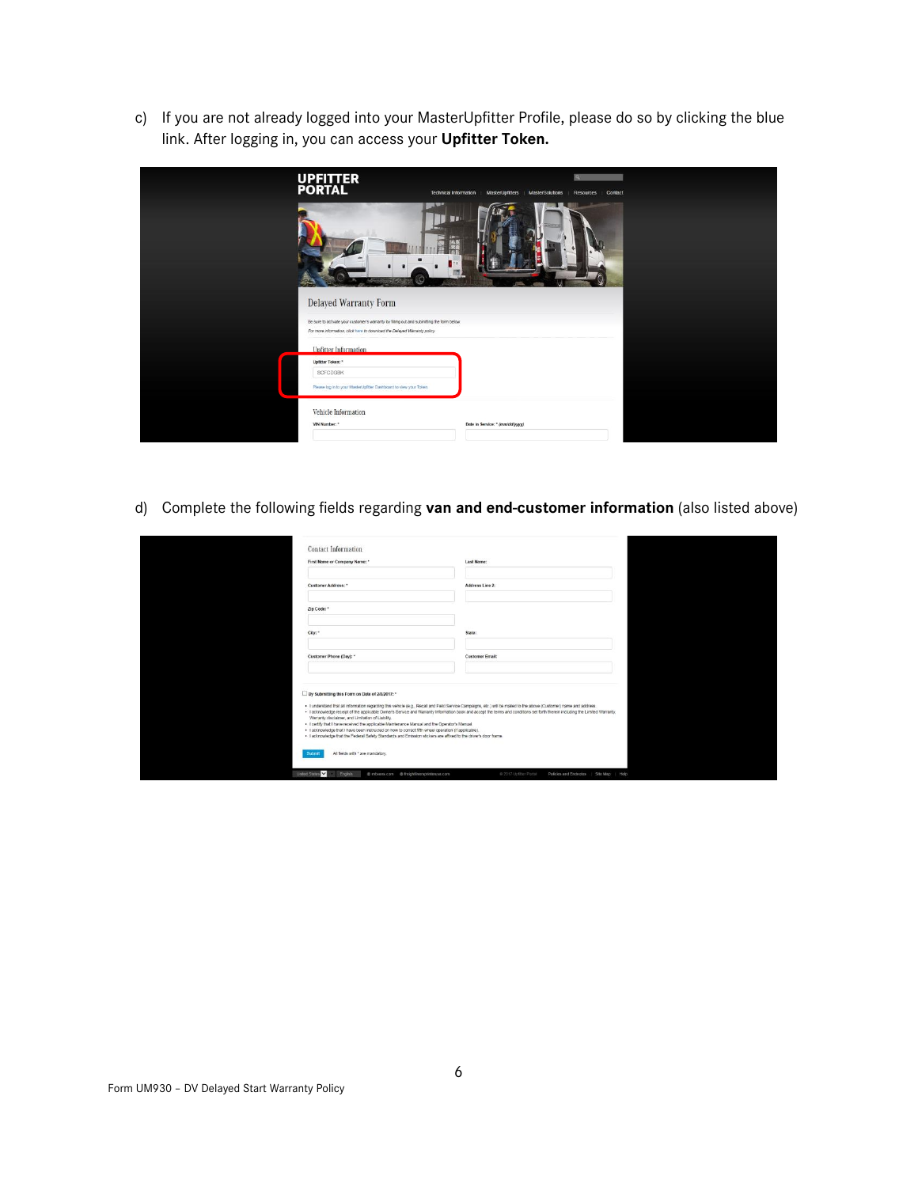c) If you are not already logged into your MasterUpfitter Profile, please do so by clicking the blue link. After logging in, you can access your **Upfitter Token.**

d) Complete the following fields regarding **van and end-customer information** (also listed above)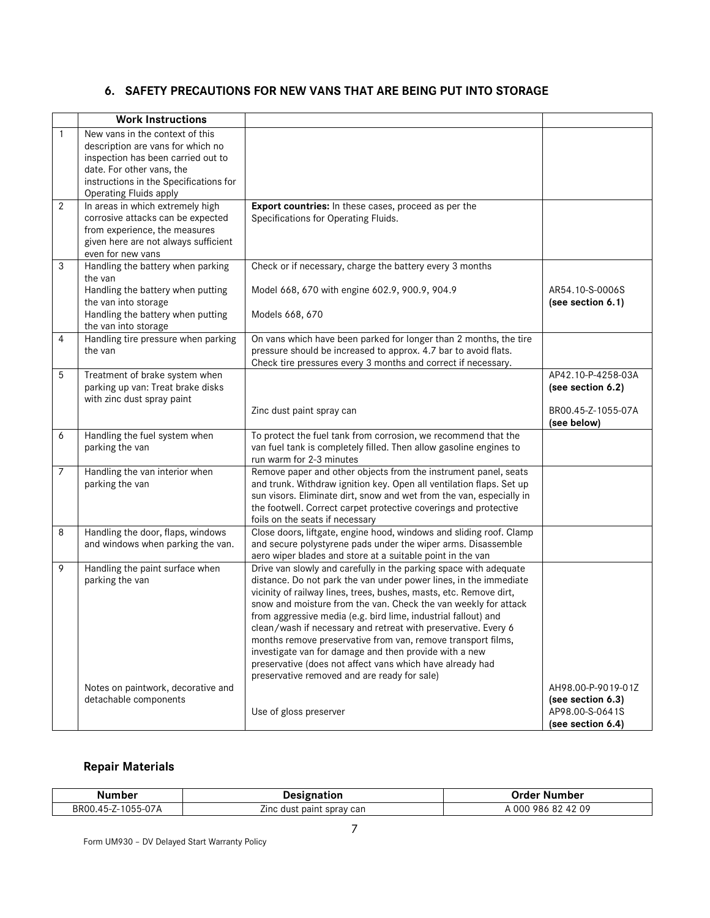## 6. SAFETY PRECAUTIONS FOR NEW VANS THAT ARE BEING PUT INTO STORAGE

| | Work Instructions | | |
|---|---|---|---|
| 1 | New vans in the context of this description are vans for which no inspection has been carried out to date. For other vans, the instructions in the Specifications for Operating Fluids apply | | |
| 2 | In areas in which extremely high corrosive attacks can be expected from experience, the measures given here are not always sufficient even for new vans | **Export countries:** In these cases, proceed as per the Specifications for Operating Fluids. | |
| 3 | Handling the battery when parking the van<br>Handling the battery when putting the van into storage<br>Handling the battery when putting the van into storage | Check or if necessary, charge the battery every 3 months<br>Model 668, 670 with engine 602.9, 900.9, 904.9<br>Models 668, 670 | AR54.10-S-0006S **(see section 6.1)** |
| 4 | Handling tire pressure when parking the van | On vans which have been parked for longer than 2 months, the tire pressure should be increased to approx. 4.7 bar to avoid flats. Check tire pressures every 3 months and correct if necessary. | |
| 5 | Treatment of brake system when parking up van: Treat brake disks with zinc dust spray paint | Zinc dust paint spray can | AP42.10-P-4258-03A **(see section 6.2)**<br>BR00.45-Z-1055-07A **(see below)** |
| 6 | Handling the fuel system when parking the van | To protect the fuel tank from corrosion, we recommend that the van fuel tank is completely filled. Then allow gasoline engines to run warm for 2-3 minutes | |
| 7 | Handling the van interior when parking the van | Remove paper and other objects from the instrument panel, seats and trunk. Withdraw ignition key. Open all ventilation flaps. Set up sun visors. Eliminate dirt, snow and wet from the van, especially in the footwell. Correct carpet protective coverings and protective foils on the seats if necessary | |
| 8 | Handling the door, flaps, windows and windows when parking the van. | Close doors, liftgate, engine hood, windows and sliding roof. Clamp and secure polystyrene pads under the wiper arms. Disassemble aero wiper blades and store at a suitable point in the van | |
| 9 | Handling the paint surface when parking the van<br><br>Notes on paintwork, decorative and detachable components | Drive van slowly and carefully in the parking space with adequate distance. Do not park the van under power lines, in the immediate vicinity of railway lines, trees, bushes, masts, etc. Remove dirt, snow and moisture from the van. Check the van weekly for attack from aggressive media (e.g. bird lime, industrial fallout) and clean/wash if necessary and retreat with preservative. Every 6 months remove preservative from van, remove transport films, investigate van for damage and then provide with a new preservative (does not affect vans which have already had preservative removed and are ready for sale)<br><br>Use of gloss preserver | AH98.00-P-9019-01Z **(see section 6.3)**<br>AP98.00-S-0641S **(see section 6.4)** |

### Repair Materials

| Number | Designation | Order Number |
|---|---|---|
| BR00.45-Z-1055-07A | Zinc dust paint spray can | A 000 986 82 42 09 |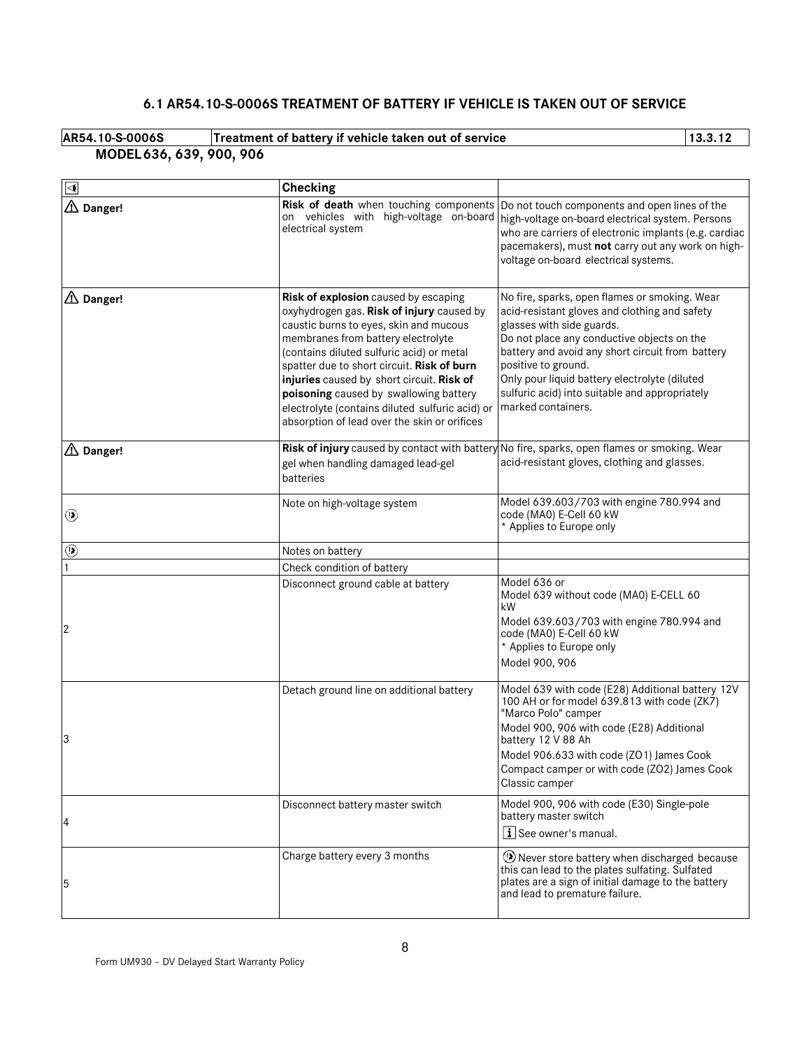### 6.1 AR54.10-S-0006S TREATMENT OF BATTERY IF VEHICLE IS TAKEN OUT OF SERVICE

| AR54.10-S-0006S | Treatment of battery if vehicle taken out of service | 13.3.12 |
|---|---|---|

**MODEL 636, 639, 900, 906**

| | **Checking** | |
|---|---|---|
| ⚠ **Danger!** | **Risk of death** when touching components on vehicles with high-voltage on-board electrical system | Do not touch components and open lines of the high-voltage on-board electrical system. Persons who are carriers of electronic implants (e.g. cardiac pacemakers), must **not** carry out any work on high-voltage on-board electrical systems. |
| ⚠ **Danger!** | **Risk of explosion** caused by escaping oxyhydrogen gas. **Risk of injury** caused by caustic burns to eyes, skin and mucous membranes from battery electrolyte (contains diluted sulfuric acid) or metal spatter due to short circuit. **Risk of burn injuries** caused by short circuit. **Risk of poisoning** caused by swallowing battery electrolyte (contains diluted sulfuric acid) or absorption of lead over the skin or orifices | No fire, sparks, open flames or smoking. Wear acid-resistant gloves and clothing and safety glasses with side guards. Do not place any conductive objects on the battery and avoid any short circuit from battery positive to ground. Only pour liquid battery electrolyte (diluted sulfuric acid) into suitable and appropriately marked containers. |
| ⚠ **Danger!** | **Risk of injury** caused by contact with battery gel when handling damaged lead-gel batteries | No fire, sparks, open flames or smoking. Wear acid-resistant gloves, clothing and glasses. |
| | Note on high-voltage system | Model 639.603/703 with engine 780.994 and code (MA0) E-Cell 60 kW * Applies to Europe only |
| | Notes on battery | |
| 1 | Check condition of battery | |
| 2 | Disconnect ground cable at battery | Model 636 or Model 639 without code (MA0) E-CELL 60 kW<br>Model 639.603/703 with engine 780.994 and code (MA0) E-Cell 60 kW * Applies to Europe only<br>Model 900, 906 |
| 3 | Detach ground line on additional battery | Model 639 with code (E28) Additional battery 12V 100 AH or for model 639.813 with code (ZK7) "Marco Polo" camper<br>Model 900, 906 with code (E28) Additional battery 12 V 88 Ah<br>Model 906.633 with code (ZO1) James Cook Compact camper or with code (ZO2) James Cook Classic camper |
| 4 | Disconnect battery master switch | Model 900, 906 with code (E30) Single-pole battery master switch<br>i See owner's manual. |
| 5 | Charge battery every 3 months | Never store battery when discharged because this can lead to the plates sulfating. Sulfated plates are a sign of initial damage to the battery and lead to premature failure. |

Form UM930 – DV Delayed Start Warranty Policy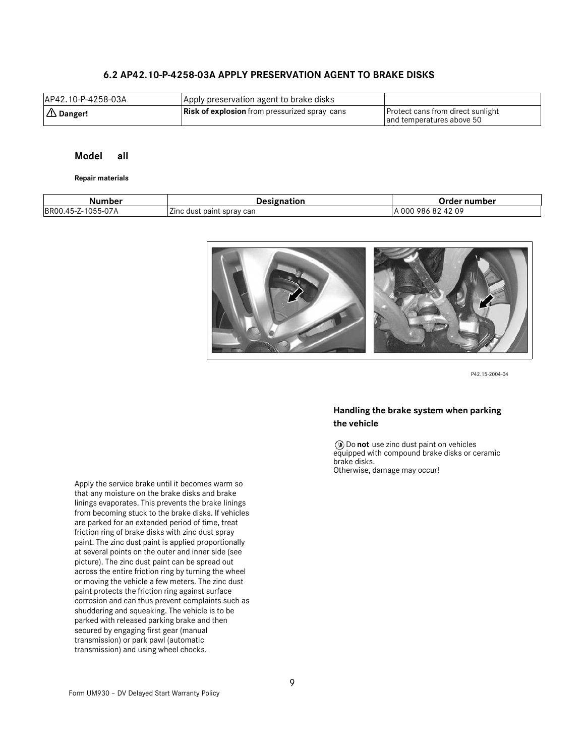## 6.2 AP42.10-P-4258-03A APPLY PRESERVATION AGENT TO BRAKE DISKS

| AP42.10-P-4258-03A | Apply preservation agent to brake disks | |
|---|---|---|
| ⚠ **Danger!** | **Risk of explosion** from pressurized spray cans | Protect cans from direct sunlight and temperatures above 50 |

**Model all**

**Repair materials**

| Number | Designation | Order number |
|---|---|---|
| BR00.45-Z-1055-07A | Zinc dust paint spray can | A 000 986 82 42 09 |

P42.15-2004-04

### Handling the brake system when parking the vehicle

Do **not** use zinc dust paint on vehicles equipped with compound brake disks or ceramic brake disks.
Otherwise, damage may occur!

Apply the service brake until it becomes warm so that any moisture on the brake disks and brake linings evaporates. This prevents the brake linings from becoming stuck to the brake disks. If vehicles are parked for an extended period of time, treat friction ring of brake disks with zinc dust spray paint. The zinc dust paint is applied proportionally at several points on the outer and inner side (see picture). The zinc dust paint can be spread out across the entire friction ring by turning the wheel or moving the vehicle a few meters. The zinc dust paint protects the friction ring against surface corrosion and can thus prevent complaints such as shuddering and squeaking. The vehicle is to be parked with released parking brake and then secured by engaging first gear (manual transmission) or park pawl (automatic transmission) and using wheel chocks.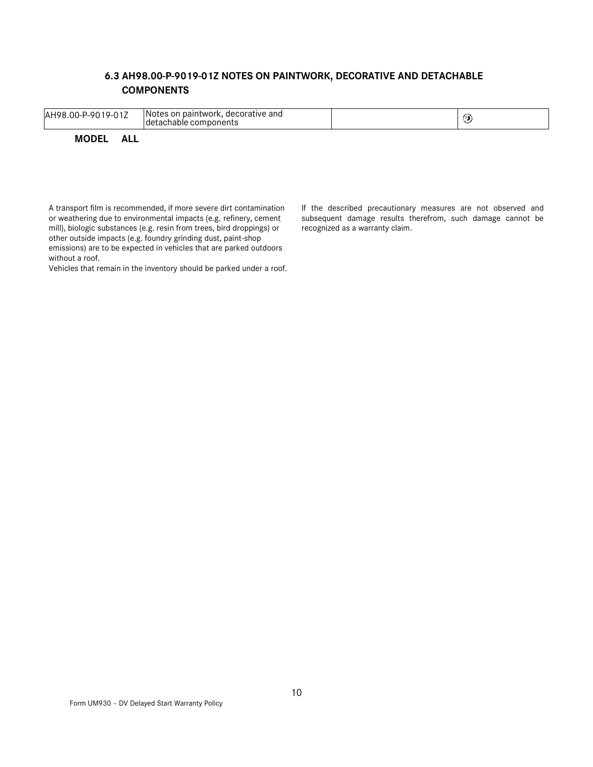### 6.3 AH98.00-P-9019-01Z NOTES ON PAINTWORK, DECORATIVE AND DETACHABLE COMPONENTS

| AH98.00-P-9019-01Z | Notes on paintwork, decorative and detachable components | | |
|---|---|---|---|

**MODEL ALL**

A transport film is recommended, if more severe dirt contamination or weathering due to environmental impacts (e.g. refinery, cement mill), biologic substances (e.g. resin from trees, bird droppings) or other outside impacts (e.g. foundry grinding dust, paint-shop emissions) are to be expected in vehicles that are parked outdoors without a roof.

Vehicles that remain in the inventory should be parked under a roof.

If the described precautionary measures are not observed and subsequent damage results therefrom, such damage cannot be recognized as a warranty claim.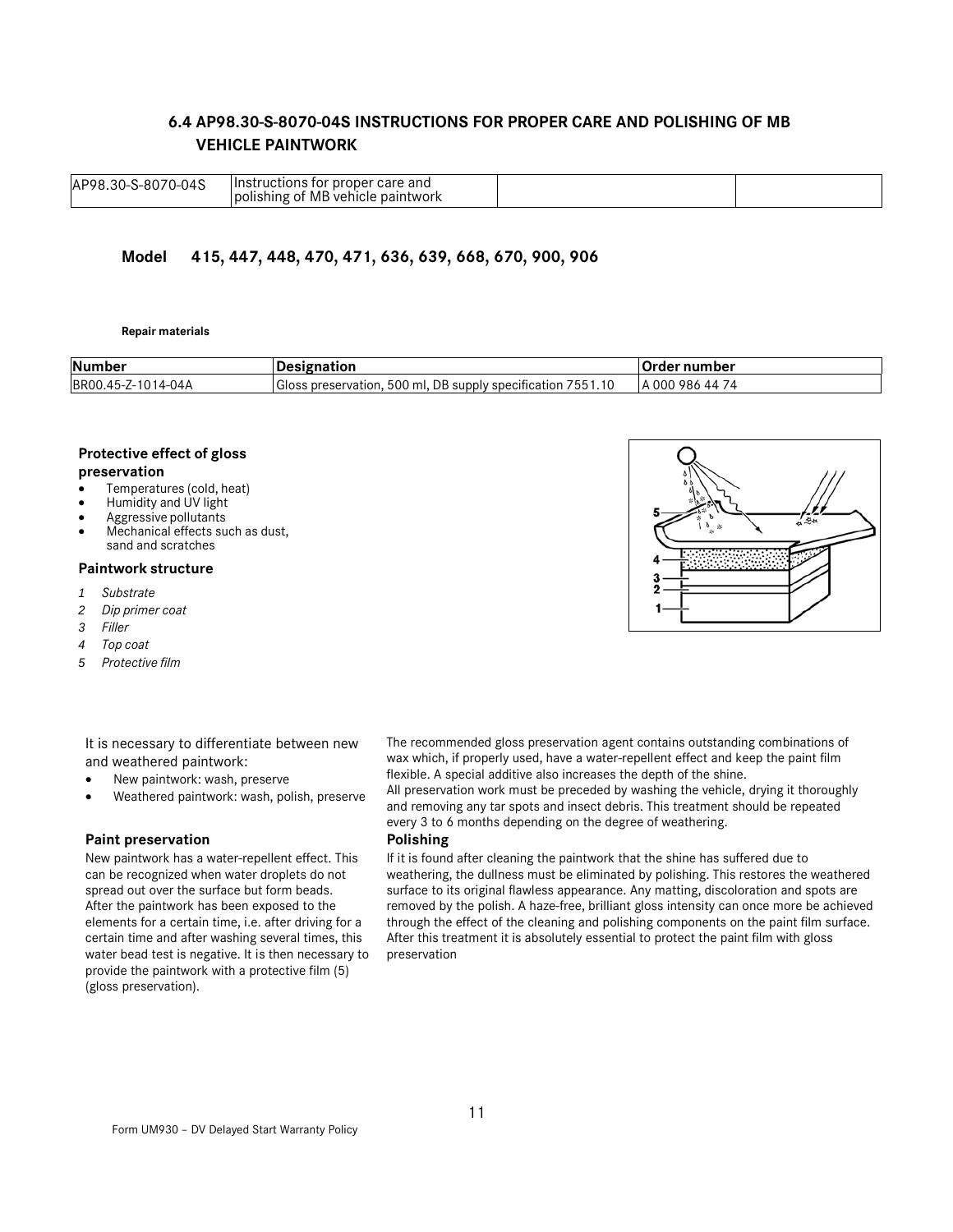## 6.4 AP98.30-S-8070-04S INSTRUCTIONS FOR PROPER CARE AND POLISHING OF MB VEHICLE PAINTWORK

| | | | |
|---|---|---|---|
| AP98.30-S-8070-04S | Instructions for proper care and polishing of MB vehicle paintwork | | |

### Model 415, 447, 448, 470, 471, 636, 639, 668, 670, 900, 906

**Repair materials**

| Number | Designation | Order number |
|---|---|---|
| BR00.45-Z-1014-04A | Gloss preservation, 500 ml, DB supply specification 7551.10 | A 000 986 44 74 |

**Protective effect of gloss preservation**

- Temperatures (cold, heat)
- Humidity and UV light
- Aggressive pollutants
- Mechanical effects such as dust, sand and scratches

**Paintwork structure**

*1 Substrate*
*2 Dip primer coat*
*3 Filler*
*4 Top coat*
*5 Protective film*

5
4
3
2
1

It is necessary to differentiate between new and weathered paintwork:

- New paintwork: wash, preserve
- Weathered paintwork: wash, polish, preserve

**Paint preservation**

New paintwork has a water-repellent effect. This can be recognized when water droplets do not spread out over the surface but form beads. After the paintwork has been exposed to the elements for a certain time, i.e. after driving for a certain time and after washing several times, this water bead test is negative. It is then necessary to provide the paintwork with a protective film (5) (gloss preservation).

The recommended gloss preservation agent contains outstanding combinations of wax which, if properly used, have a water-repellent effect and keep the paint film flexible. A special additive also increases the depth of the shine.
All preservation work must be preceded by washing the vehicle, drying it thoroughly and removing any tar spots and insect debris. This treatment should be repeated every 3 to 6 months depending on the degree of weathering.

**Polishing**

If it is found after cleaning the paintwork that the shine has suffered due to weathering, the dullness must be eliminated by polishing. This restores the weathered surface to its original flawless appearance. Any matting, discoloration and spots are removed by the polish. A haze-free, brilliant gloss intensity can once more be achieved through the effect of the cleaning and polishing components on the paint film surface. After this treatment it is absolutely essential to protect the paint film with gloss preservation